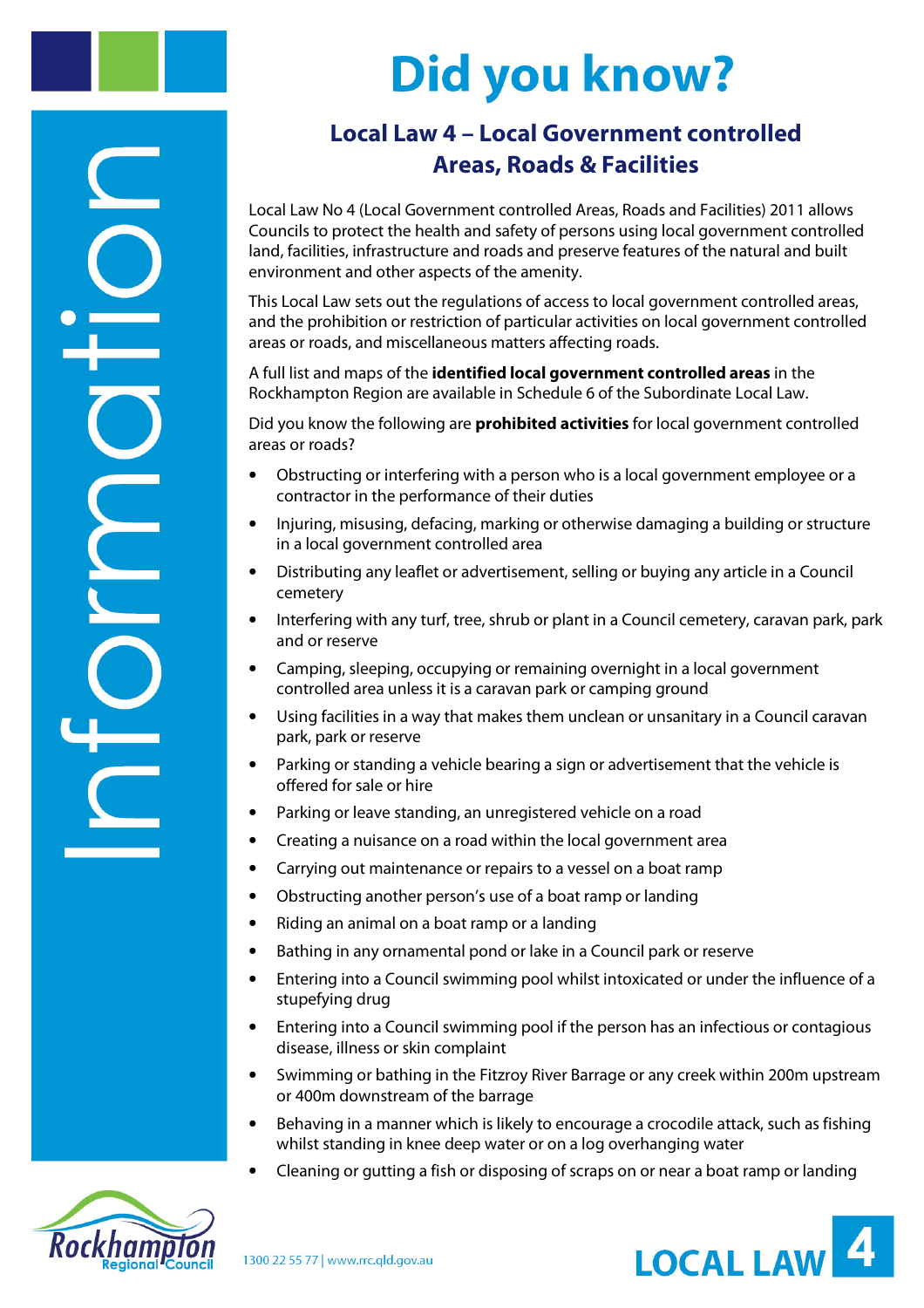# Did you know?

## Local Law 4 – Local Government controlled Areas, Roads & Facilities

Local Law No 4 (Local Government controlled Areas, Roads and Facilities) 2011 allows Councils to protect the health and safety of persons using local government controlled land, facilities, infrastructure and roads and preserve features of the natural and built environment and other aspects of the amenity.

This Local Law sets out the regulations of access to local government controlled areas, and the prohibition or restriction of particular activities on local government controlled areas or roads, and miscellaneous matters affecting roads.

A full list and maps of the **identified local government controlled areas** in the Rockhampton Region are available in Schedule 6 of the Subordinate Local Law.

Did you know the following are **prohibited activities** for local government controlled areas or roads?

- Obstructing or interfering with a person who is a local government employee or a contractor in the performance of their duties
- Injuring, misusing, defacing, marking or otherwise damaging a building or structure in a local government controlled area
- Distributing any leaflet or advertisement, selling or buying any article in a Council cemetery
- Interfering with any turf, tree, shrub or plant in a Council cemetery, caravan park, park and or reserve
- Camping, sleeping, occupying or remaining overnight in a local government controlled area unless it is a caravan park or camping ground
- Using facilities in a way that makes them unclean or unsanitary in a Council caravan park, park or reserve
- Parking or standing a vehicle bearing a sign or advertisement that the vehicle is offered for sale or hire
- Parking or leave standing, an unregistered vehicle on a road
- Creating a nuisance on a road within the local government area
- Carrying out maintenance or repairs to a vessel on a boat ramp
- Obstructing another person's use of a boat ramp or landing
- Riding an animal on a boat ramp or a landing
- Bathing in any ornamental pond or lake in a Council park or reserve
- Entering into a Council swimming pool whilst intoxicated or under the influence of a stupefying drug
- Entering into a Council swimming pool if the person has an infectious or contagious disease, illness or skin complaint
- Swimming or bathing in the Fitzroy River Barrage or any creek within 200m upstream or 400m downstream of the barrage
- Behaving in a manner which is likely to encourage a crocodile attack, such as fishing whilst standing in knee deep water or on a log overhanging water
- Cleaning or gutting a fish or disposing of scraps on or near a boat ramp or landing

1300 22 55 77 | www.rrc.qld.gov.au

LOCAL LAW 4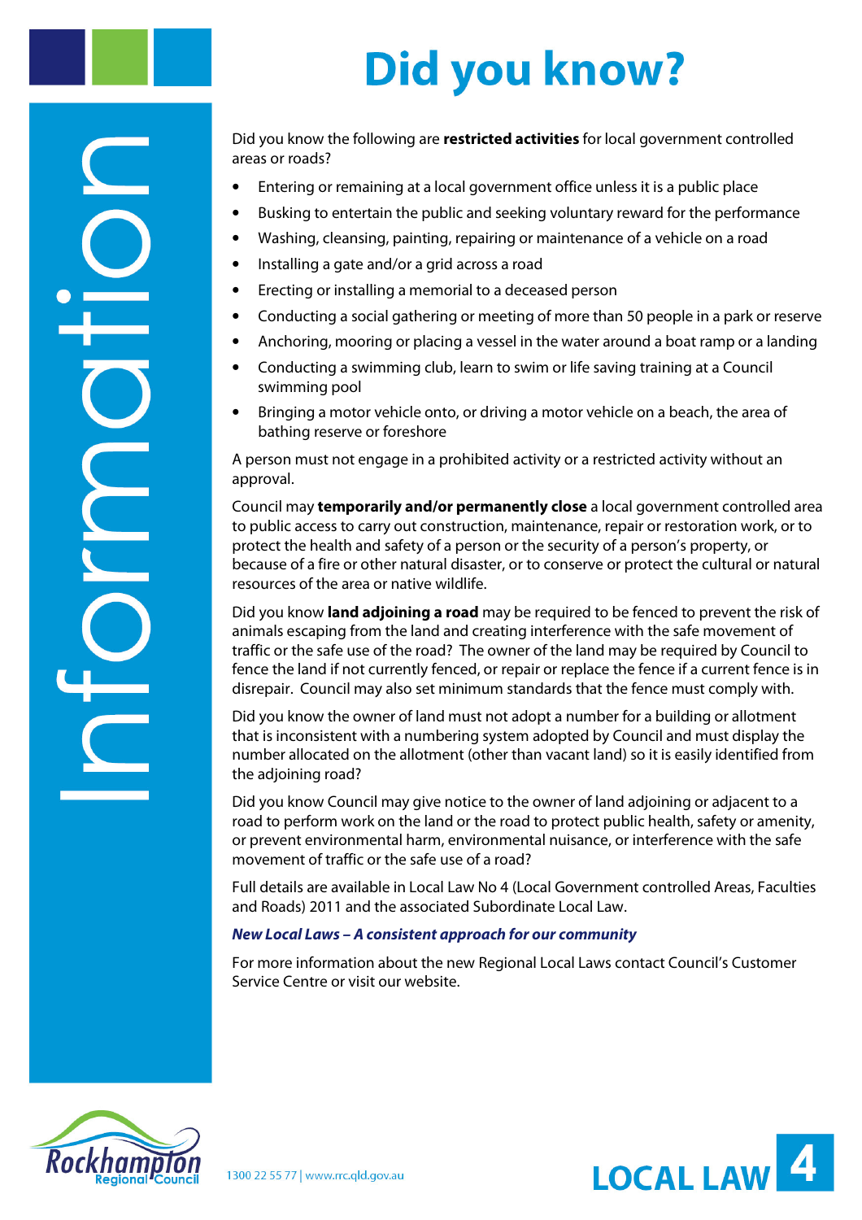# Did you know?

Did you know the following are **restricted activities** for local government controlled areas or roads?

- Entering or remaining at a local government office unless it is a public place
- Busking to entertain the public and seeking voluntary reward for the performance
- Washing, cleansing, painting, repairing or maintenance of a vehicle on a road
- Installing a gate and/or a grid across a road
- Erecting or installing a memorial to a deceased person
- Conducting a social gathering or meeting of more than 50 people in a park or reserve
- Anchoring, mooring or placing a vessel in the water around a boat ramp or a landing
- Conducting a swimming club, learn to swim or life saving training at a Council swimming pool
- Bringing a motor vehicle onto, or driving a motor vehicle on a beach, the area of bathing reserve or foreshore

A person must not engage in a prohibited activity or a restricted activity without an approval.

Council may **temporarily and/or permanently close** a local government controlled area to public access to carry out construction, maintenance, repair or restoration work, or to protect the health and safety of a person or the security of a person's property, or because of a fire or other natural disaster, or to conserve or protect the cultural or natural resources of the area or native wildlife.

Did you know **land adjoining a road** may be required to be fenced to prevent the risk of animals escaping from the land and creating interference with the safe movement of traffic or the safe use of the road? The owner of the land may be required by Council to fence the land if not currently fenced, or repair or replace the fence if a current fence is in disrepair. Council may also set minimum standards that the fence must comply with.

Did you know the owner of land must not adopt a number for a building or allotment that is inconsistent with a numbering system adopted by Council and must display the number allocated on the allotment (other than vacant land) so it is easily identified from the adjoining road?

Did you know Council may give notice to the owner of land adjoining or adjacent to a road to perform work on the land or the road to protect public health, safety or amenity, or prevent environmental harm, environmental nuisance, or interference with the safe movement of traffic or the safe use of a road?

Full details are available in Local Law No 4 (Local Government controlled Areas, Faculties and Roads) 2011 and the associated Subordinate Local Law.

***New Local Laws – A consistent approach for our community***

For more information about the new Regional Local Laws contact Council's Customer Service Centre or visit our website.

1300 22 55 77 | www.rrc.qld.gov.au

LOCAL LAW 4